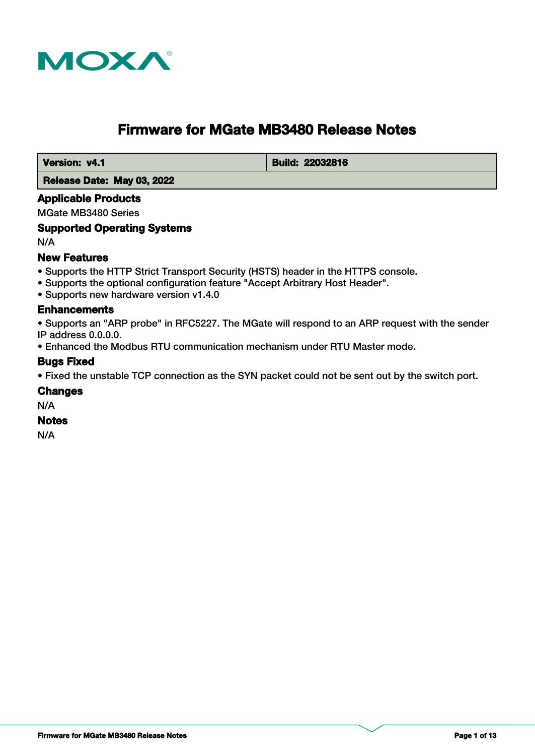# Firmware for MGate MB3480 Release Notes

| Version: v4.1 | Build: 22032816 |
| --- | --- |
| Release Date: May 03, 2022 | |

## Applicable Products

MGate MB3480 Series

## Supported Operating Systems

N/A

## New Features

- Supports the HTTP Strict Transport Security (HSTS) header in the HTTPS console.
- Supports the optional configuration feature "Accept Arbitrary Host Header".
- Supports new hardware version v1.4.0

## Enhancements

- Supports an "ARP probe" in RFC5227. The MGate will respond to an ARP request with the sender IP address 0.0.0.0.
- Enhanced the Modbus RTU communication mechanism under RTU Master mode.

## Bugs Fixed

- Fixed the unstable TCP connection as the SYN packet could not be sent out by the switch port.

## Changes

N/A

## Notes

N/A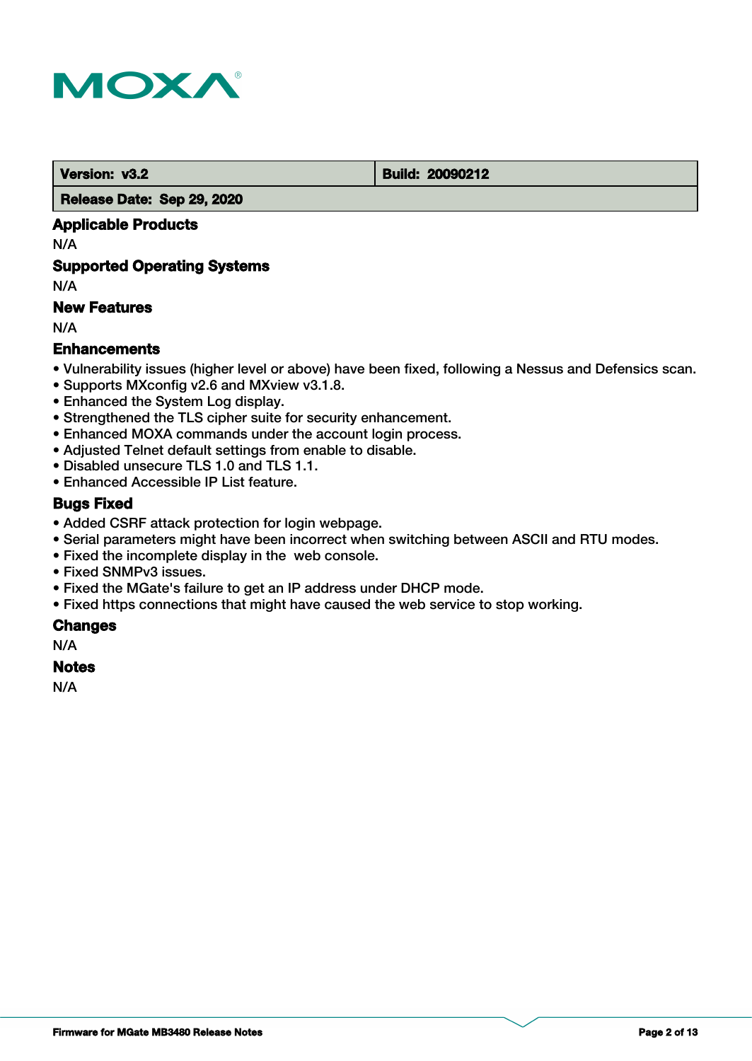| Version: v3.2 | Build: 20090212 |
| --- | --- |
| Release Date: Sep 29, 2020 | |

### Applicable Products

N/A

### Supported Operating Systems

N/A

### New Features

N/A

### Enhancements

- Vulnerability issues (higher level or above) have been fixed, following a Nessus and Defensics scan.
- Supports MXconfig v2.6 and MXview v3.1.8.
- Enhanced the System Log display.
- Strengthened the TLS cipher suite for security enhancement.
- Enhanced MOXA commands under the account login process.
- Adjusted Telnet default settings from enable to disable.
- Disabled unsecure TLS 1.0 and TLS 1.1.
- Enhanced Accessible IP List feature.

### Bugs Fixed

- Added CSRF attack protection for login webpage.
- Serial parameters might have been incorrect when switching between ASCII and RTU modes.
- Fixed the incomplete display in the web console.
- Fixed SNMPv3 issues.
- Fixed the MGate's failure to get an IP address under DHCP mode.
- Fixed https connections that might have caused the web service to stop working.

### Changes

N/A

### Notes

N/A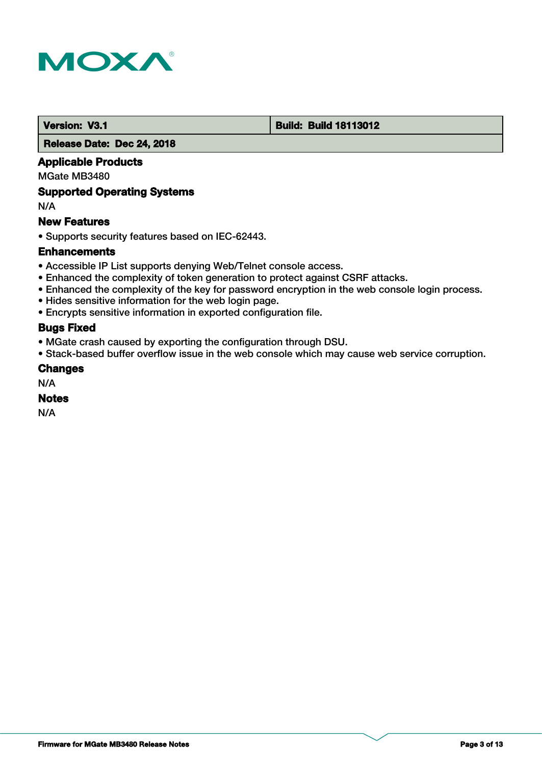| Version: V3.1 | Build: Build 18113012 |
| --- | --- |
| Release Date: Dec 24, 2018 | |

### Applicable Products

MGate MB3480

### Supported Operating Systems

N/A

### New Features

- Supports security features based on IEC-62443.

### Enhancements

- Accessible IP List supports denying Web/Telnet console access.
- Enhanced the complexity of token generation to protect against CSRF attacks.
- Enhanced the complexity of the key for password encryption in the web console login process.
- Hides sensitive information for the web login page.
- Encrypts sensitive information in exported configuration file.

### Bugs Fixed

- MGate crash caused by exporting the configuration through DSU.
- Stack-based buffer overflow issue in the web console which may cause web service corruption.

### Changes

N/A

### Notes

N/A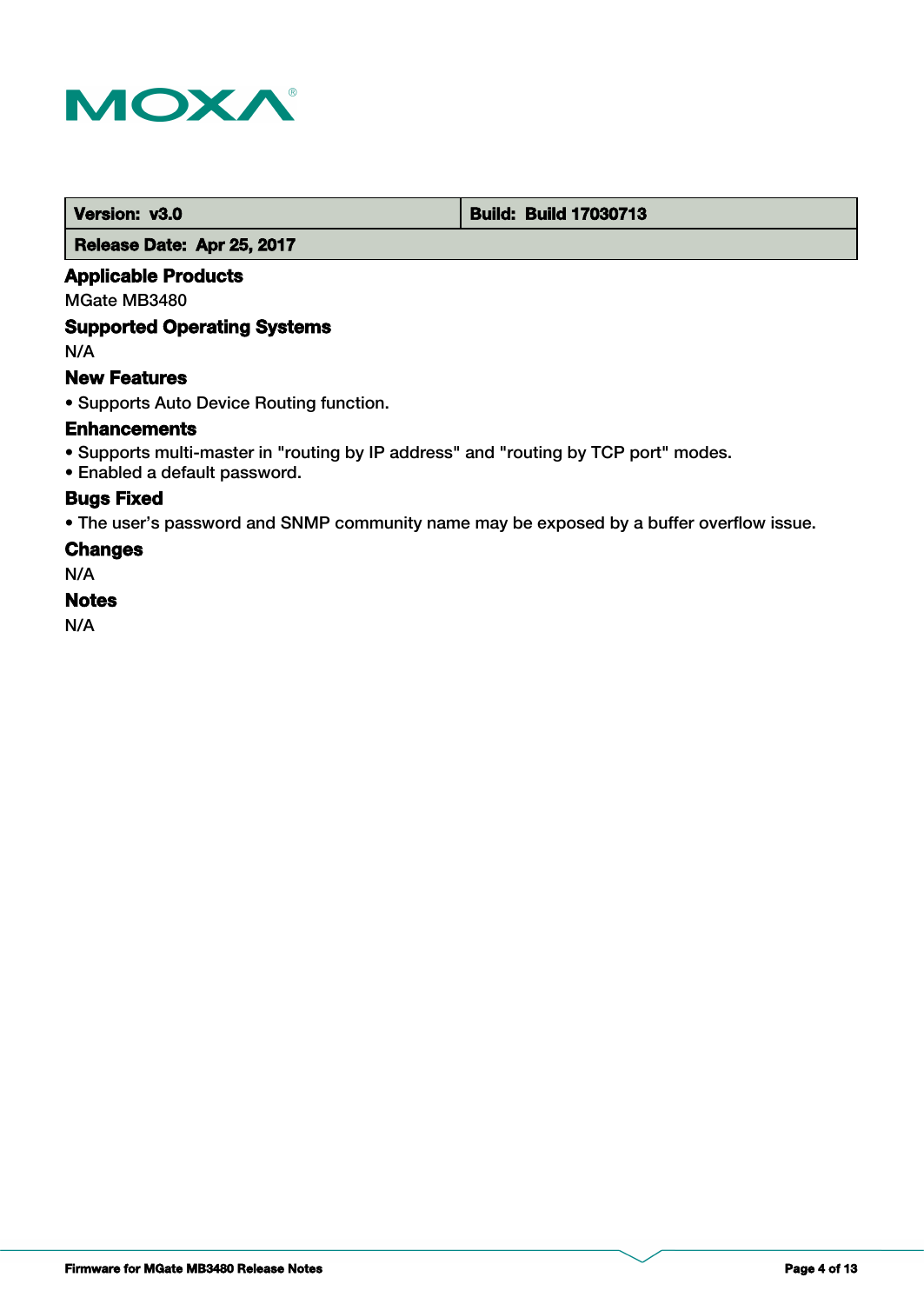| Version: v3.0 | Build: Build 17030713 |
| --- | --- |
| Release Date: Apr 25, 2017 | |

### Applicable Products

MGate MB3480

### Supported Operating Systems

N/A

### New Features

• Supports Auto Device Routing function.

### Enhancements

• Supports multi-master in "routing by IP address" and "routing by TCP port" modes.
• Enabled a default password.

### Bugs Fixed

• The user’s password and SNMP community name may be exposed by a buffer overflow issue.

### Changes

N/A

### Notes

N/A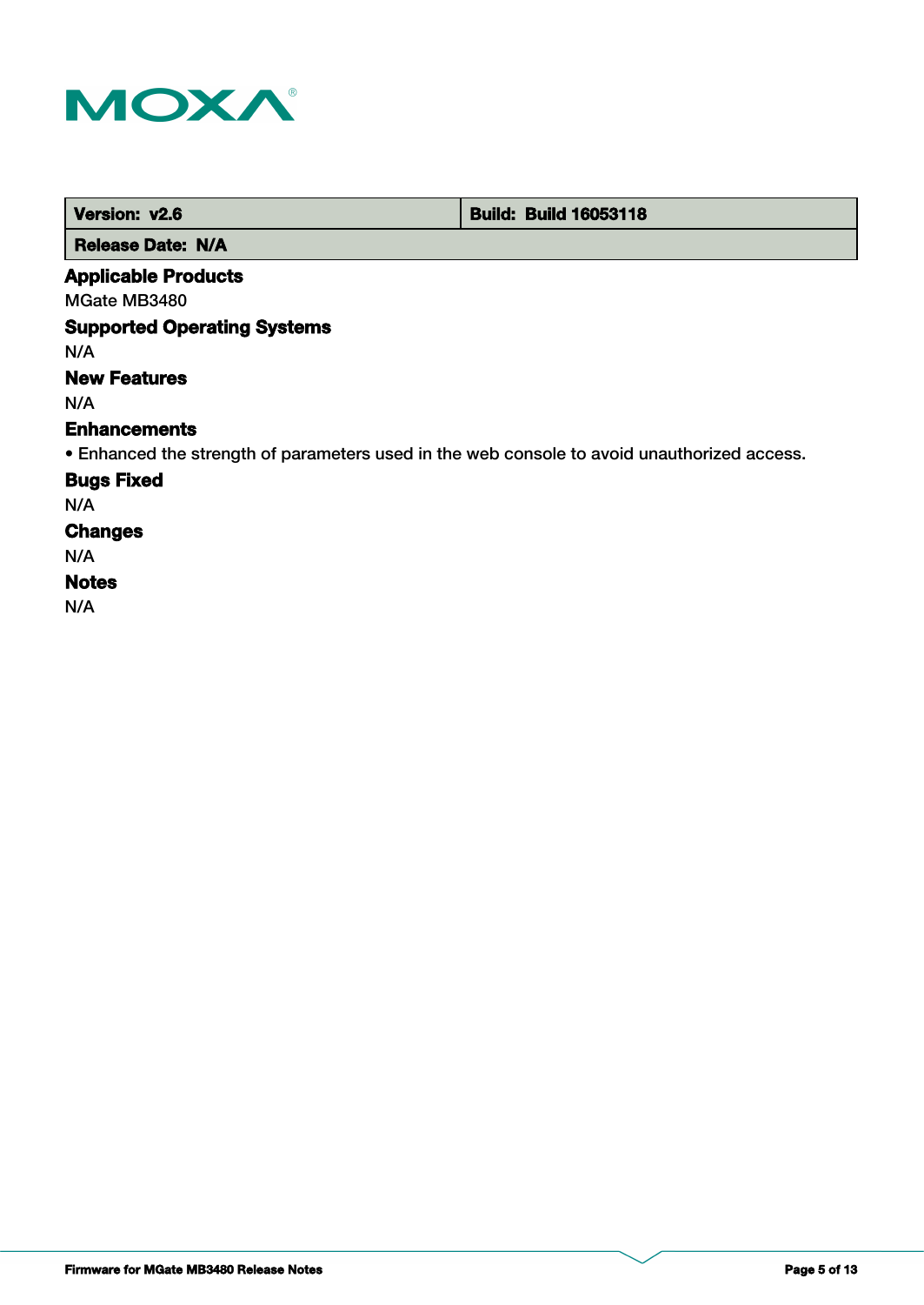| Version: v2.6 | Build: Build 16053118 |
| --- | --- |
| Release Date: N/A | |

## Applicable Products

MGate MB3480

## Supported Operating Systems

N/A

## New Features

N/A

## Enhancements

• Enhanced the strength of parameters used in the web console to avoid unauthorized access.

## Bugs Fixed

N/A

## Changes

N/A

## Notes

N/A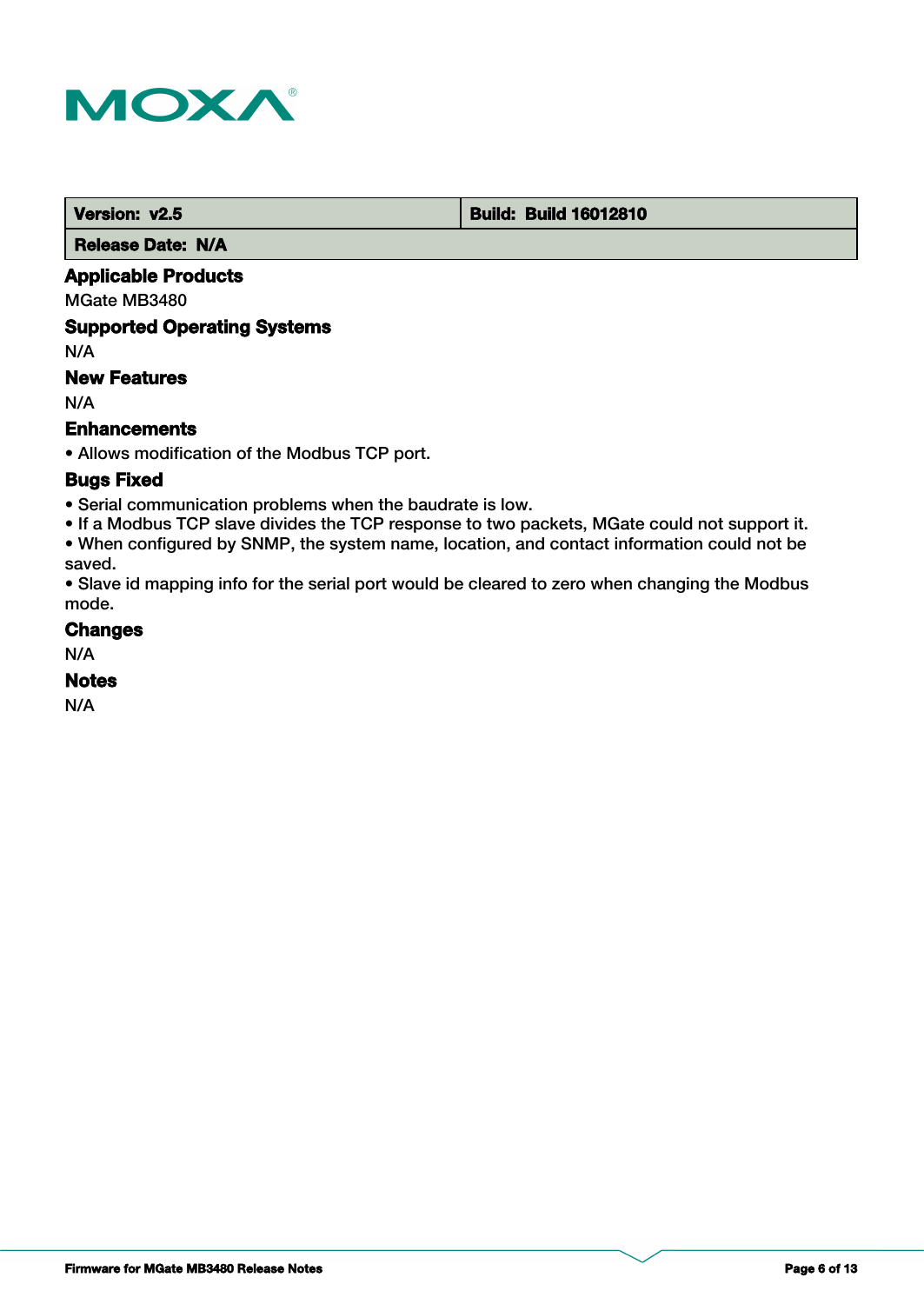| Version: v2.5 | Build: Build 16012810 |
| --- | --- |
| Release Date: N/A | |

### Applicable Products

MGate MB3480

### Supported Operating Systems

N/A

### New Features

N/A

### Enhancements

- Allows modification of the Modbus TCP port.

### Bugs Fixed

- Serial communication problems when the baudrate is low.
- If a Modbus TCP slave divides the TCP response to two packets, MGate could not support it.
- When configured by SNMP, the system name, location, and contact information could not be saved.
- Slave id mapping info for the serial port would be cleared to zero when changing the Modbus mode.

### Changes

N/A

### Notes

N/A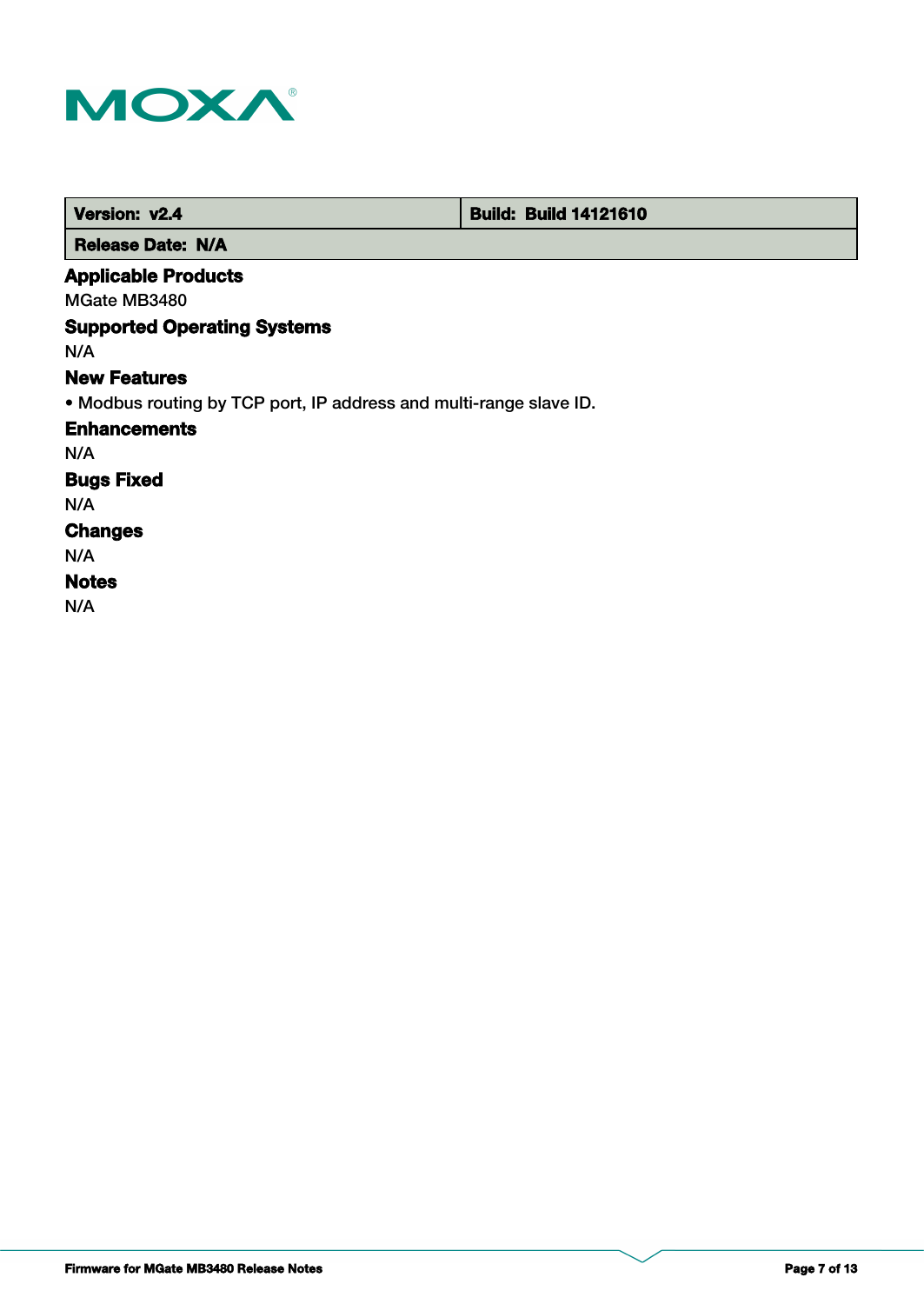| Version: v2.4 | Build: Build 14121610 |
| --- | --- |
| Release Date: N/A | |

### Applicable Products

MGate MB3480

### Supported Operating Systems

N/A

### New Features

• Modbus routing by TCP port, IP address and multi-range slave ID.

### Enhancements

N/A

### Bugs Fixed

N/A

### Changes

N/A

### Notes

N/A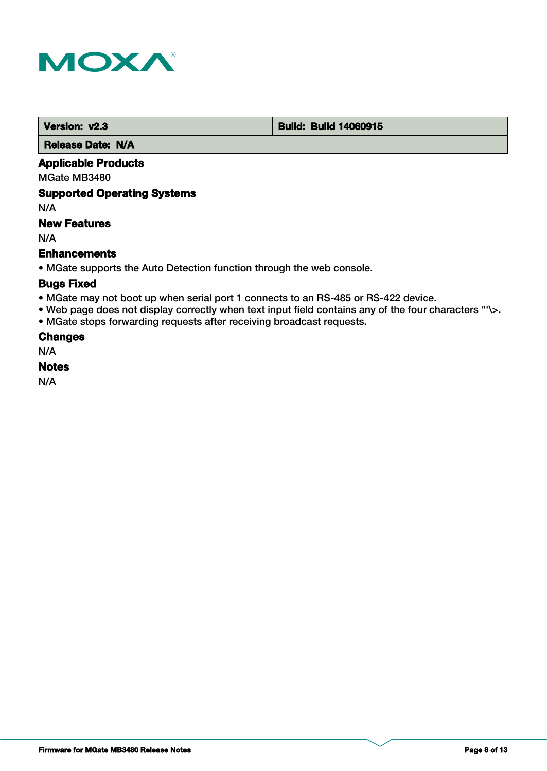| Version: v2.3 | Build: Build 14060915 |
| --- | --- |
| Release Date: N/A | |

### Applicable Products

MGate MB3480

### Supported Operating Systems

N/A

### New Features

N/A

### Enhancements

- MGate supports the Auto Detection function through the web console.

### Bugs Fixed

- MGate may not boot up when serial port 1 connects to an RS-485 or RS-422 device.
- Web page does not display correctly when text input field contains any of the four characters "'\>.
- MGate stops forwarding requests after receiving broadcast requests.

### Changes

N/A

### Notes

N/A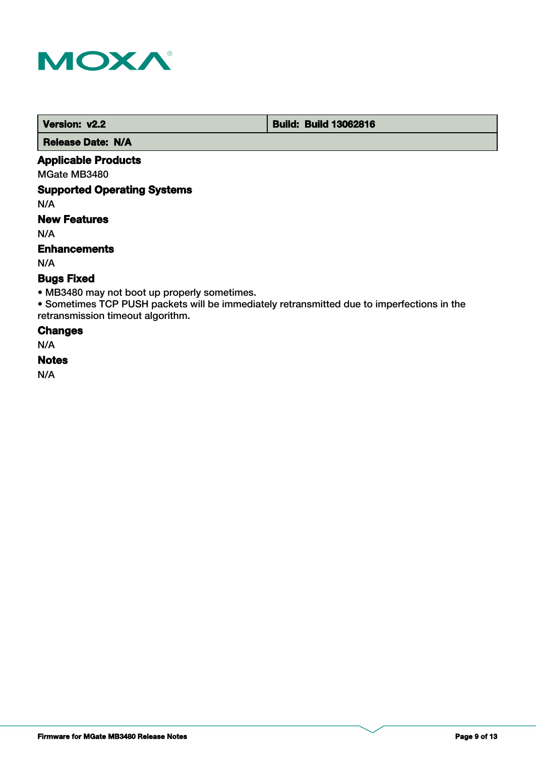| Version: v2.2 | Build: Build 13062816 |
| --- | --- |
| Release Date: N/A | |

### Applicable Products

MGate MB3480

### Supported Operating Systems

N/A

### New Features

N/A

### Enhancements

N/A

### Bugs Fixed

- MB3480 may not boot up properly sometimes.
- Sometimes TCP PUSH packets will be immediately retransmitted due to imperfections in the retransmission timeout algorithm.

### Changes

N/A

### Notes

N/A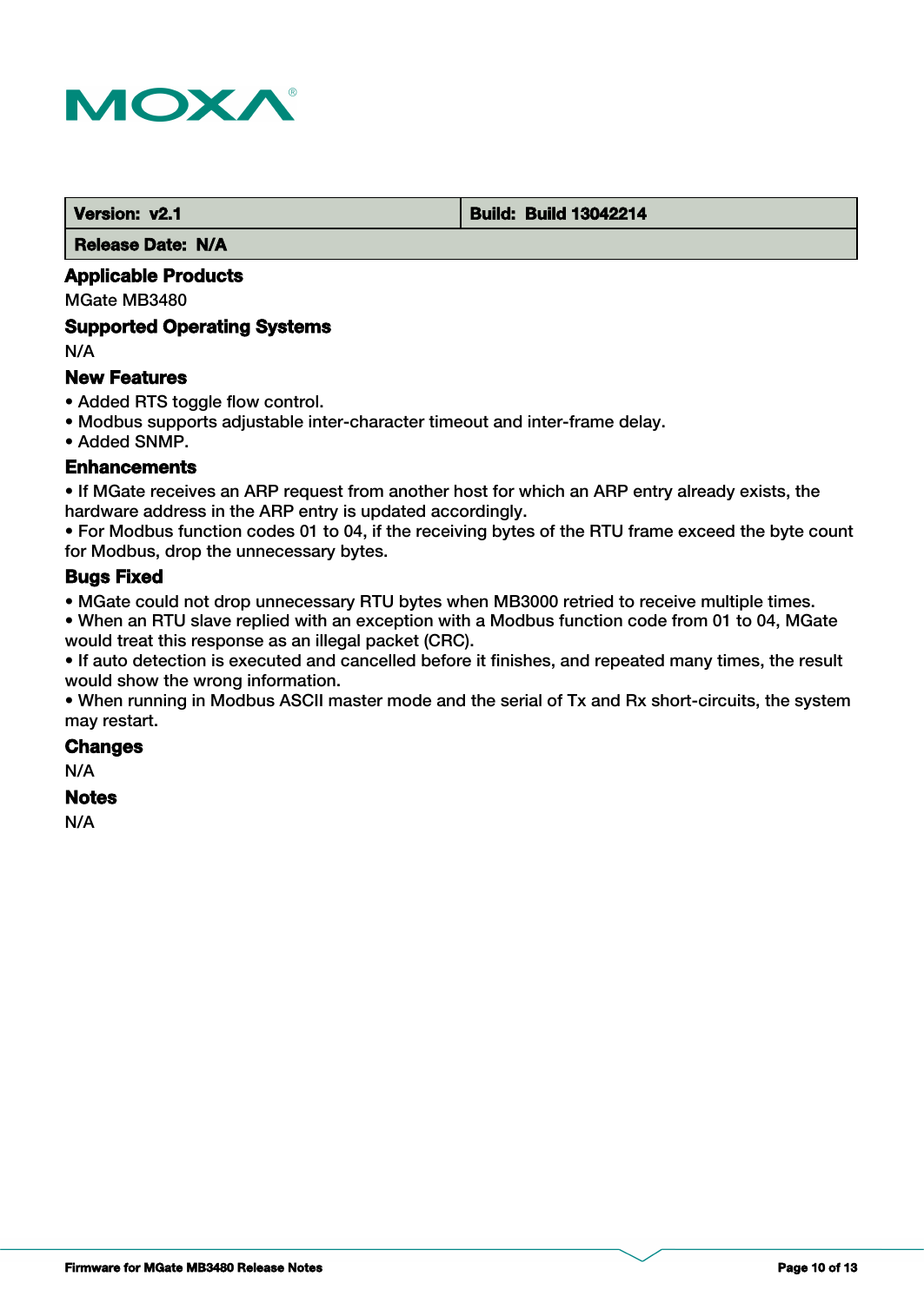| Version: v2.1 | Build: Build 13042214 |
| --- | --- |
| Release Date: N/A | |

### Applicable Products

MGate MB3480

### Supported Operating Systems

N/A

### New Features

- Added RTS toggle flow control.
- Modbus supports adjustable inter-character timeout and inter-frame delay.
- Added SNMP.

### Enhancements

- If MGate receives an ARP request from another host for which an ARP entry already exists, the hardware address in the ARP entry is updated accordingly.
- For Modbus function codes 01 to 04, if the receiving bytes of the RTU frame exceed the byte count for Modbus, drop the unnecessary bytes.

### Bugs Fixed

- MGate could not drop unnecessary RTU bytes when MB3000 retried to receive multiple times.
- When an RTU slave replied with an exception with a Modbus function code from 01 to 04, MGate would treat this response as an illegal packet (CRC).
- If auto detection is executed and cancelled before it finishes, and repeated many times, the result would show the wrong information.
- When running in Modbus ASCII master mode and the serial of Tx and Rx short-circuits, the system may restart.

### Changes

N/A

### Notes

N/A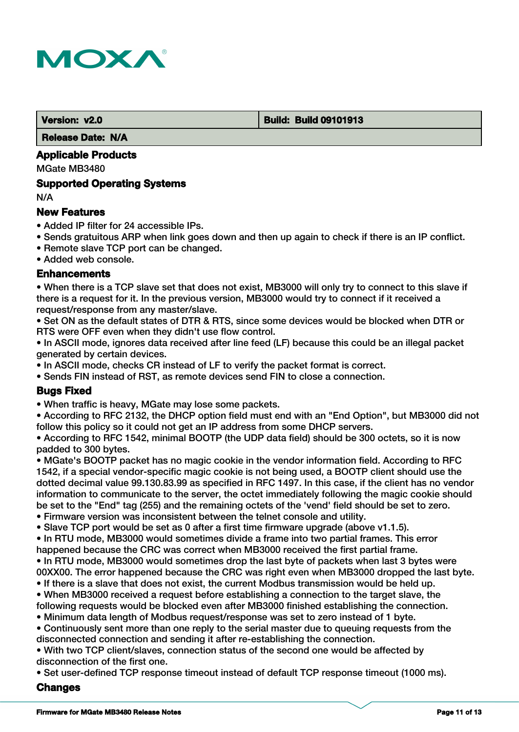| Version: v2.0 | Build: Build 09101913 |
| --- | --- |
| Release Date: N/A | |

### Applicable Products

MGate MB3480

### Supported Operating Systems

N/A

### New Features

- Added IP filter for 24 accessible IPs.
- Sends gratuitous ARP when link goes down and then up again to check if there is an IP conflict.
- Remote slave TCP port can be changed.
- Added web console.

### Enhancements

- When there is a TCP slave set that does not exist, MB3000 will only try to connect to this slave if there is a request for it. In the previous version, MB3000 would try to connect if it received a request/response from any master/slave.
- Set ON as the default states of DTR & RTS, since some devices would be blocked when DTR or RTS were OFF even when they didn't use flow control.
- In ASCII mode, ignores data received after line feed (LF) because this could be an illegal packet generated by certain devices.
- In ASCII mode, checks CR instead of LF to verify the packet format is correct.
- Sends FIN instead of RST, as remote devices send FIN to close a connection.

### Bugs Fixed

- When traffic is heavy, MGate may lose some packets.
- According to RFC 2132, the DHCP option field must end with an "End Option", but MB3000 did not follow this policy so it could not get an IP address from some DHCP servers.
- According to RFC 1542, minimal BOOTP (the UDP data field) should be 300 octets, so it is now padded to 300 bytes.
- MGate's BOOTP packet has no magic cookie in the vendor information field. According to RFC 1542, if a special vendor-specific magic cookie is not being used, a BOOTP client should use the dotted decimal value 99.130.83.99 as specified in RFC 1497. In this case, if the client has no vendor information to communicate to the server, the octet immediately following the magic cookie should be set to the "End" tag (255) and the remaining octets of the 'vend' field should be set to zero.
- Firmware version was inconsistent between the telnet console and utility.
- Slave TCP port would be set as 0 after a first time firmware upgrade (above v1.1.5).
- In RTU mode, MB3000 would sometimes divide a frame into two partial frames. This error happened because the CRC was correct when MB3000 received the first partial frame.
- In RTU mode, MB3000 would sometimes drop the last byte of packets when last 3 bytes were 00XX00. The error happened because the CRC was right even when MB3000 dropped the last byte.
- If there is a slave that does not exist, the current Modbus transmission would be held up.
- When MB3000 received a request before establishing a connection to the target slave, the following requests would be blocked even after MB3000 finished establishing the connection.
- Minimum data length of Modbus request/response was set to zero instead of 1 byte.
- Continuously sent more than one reply to the serial master due to queuing requests from the disconnected connection and sending it after re-establishing the connection.
- With two TCP client/slaves, connection status of the second one would be affected by disconnection of the first one.
- Set user-defined TCP response timeout instead of default TCP response timeout (1000 ms).

### Changes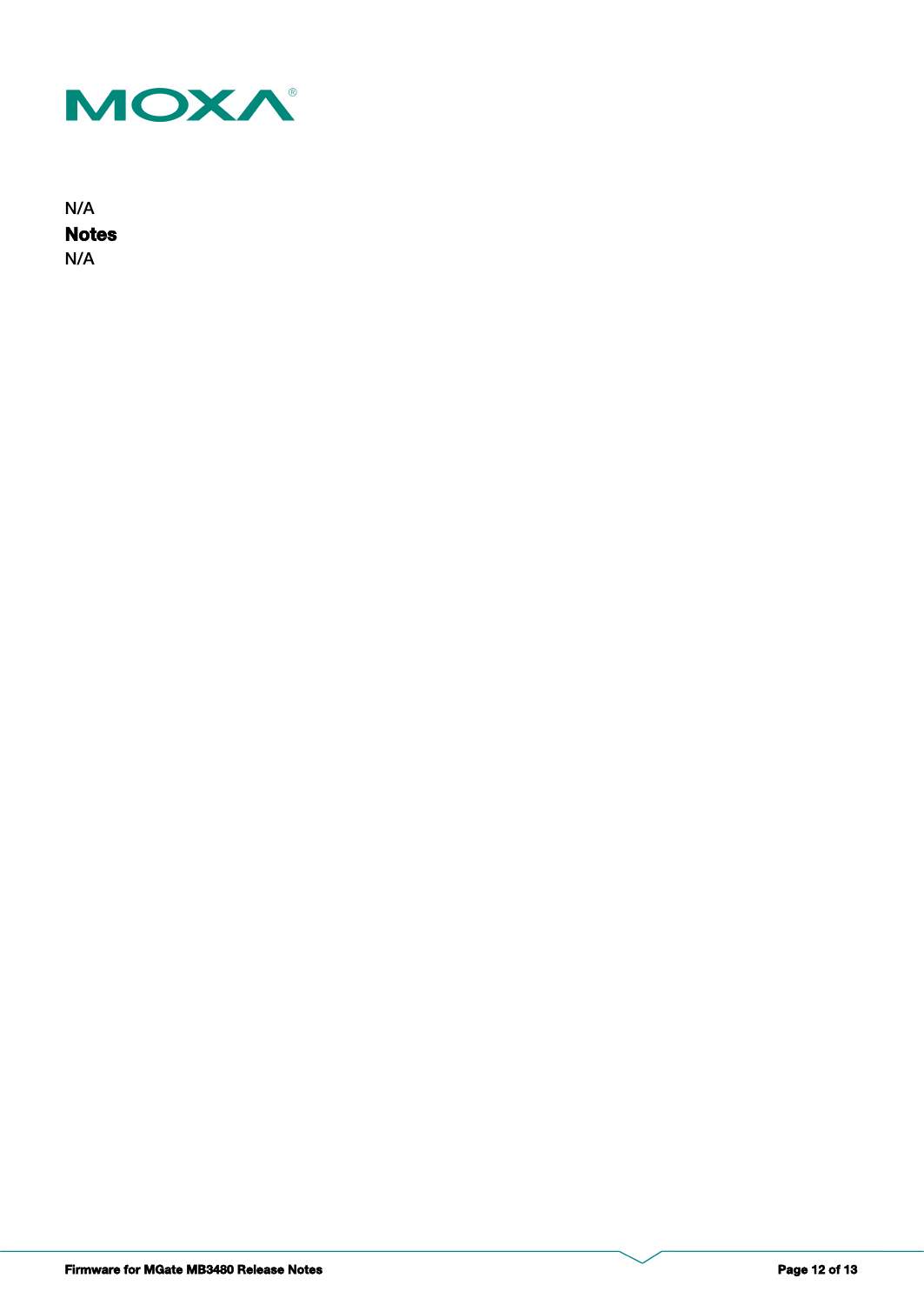N/A

**Notes**

N/A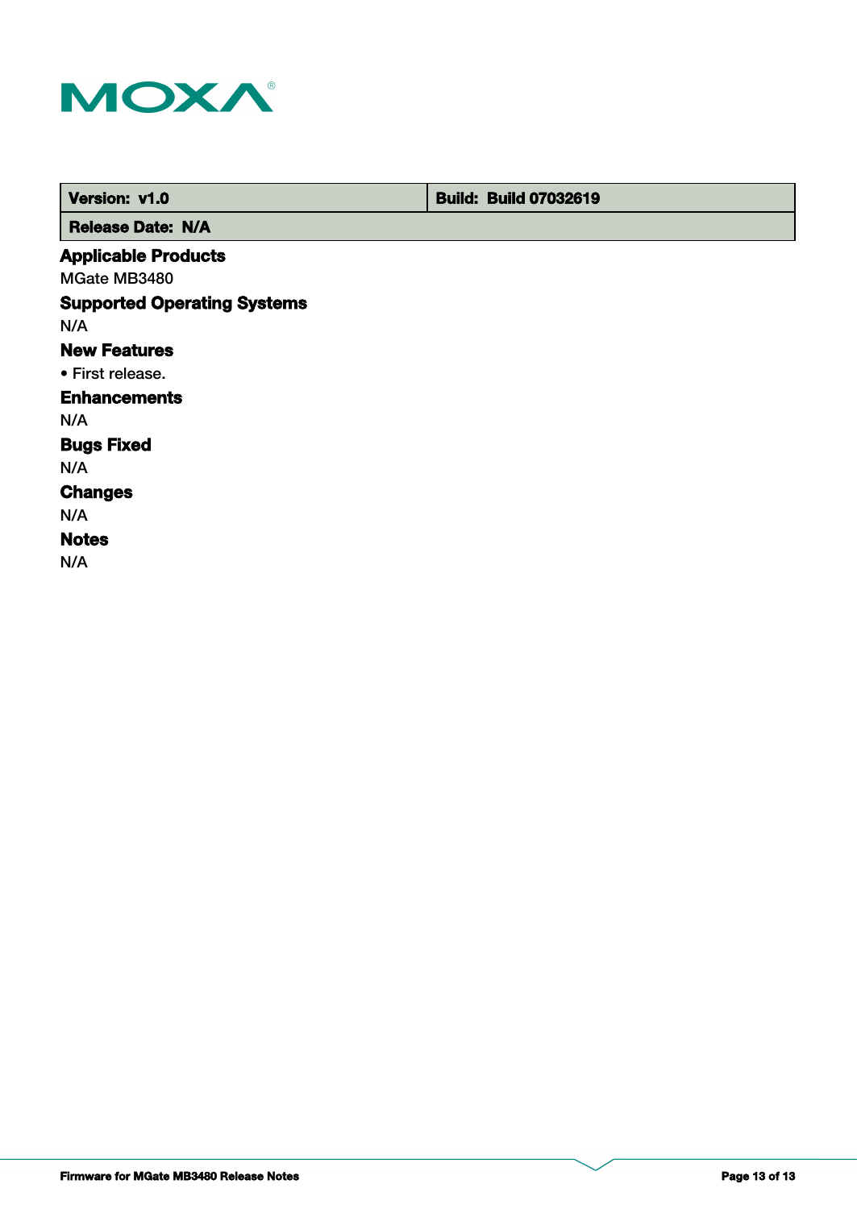| Version: v1.0 | Build: Build 07032619 |
| --- | --- |
| Release Date: N/A | |

**Applicable Products**

MGate MB3480

**Supported Operating Systems**

N/A

**New Features**

• First release.

**Enhancements**

N/A

**Bugs Fixed**

N/A

**Changes**

N/A

**Notes**

N/A